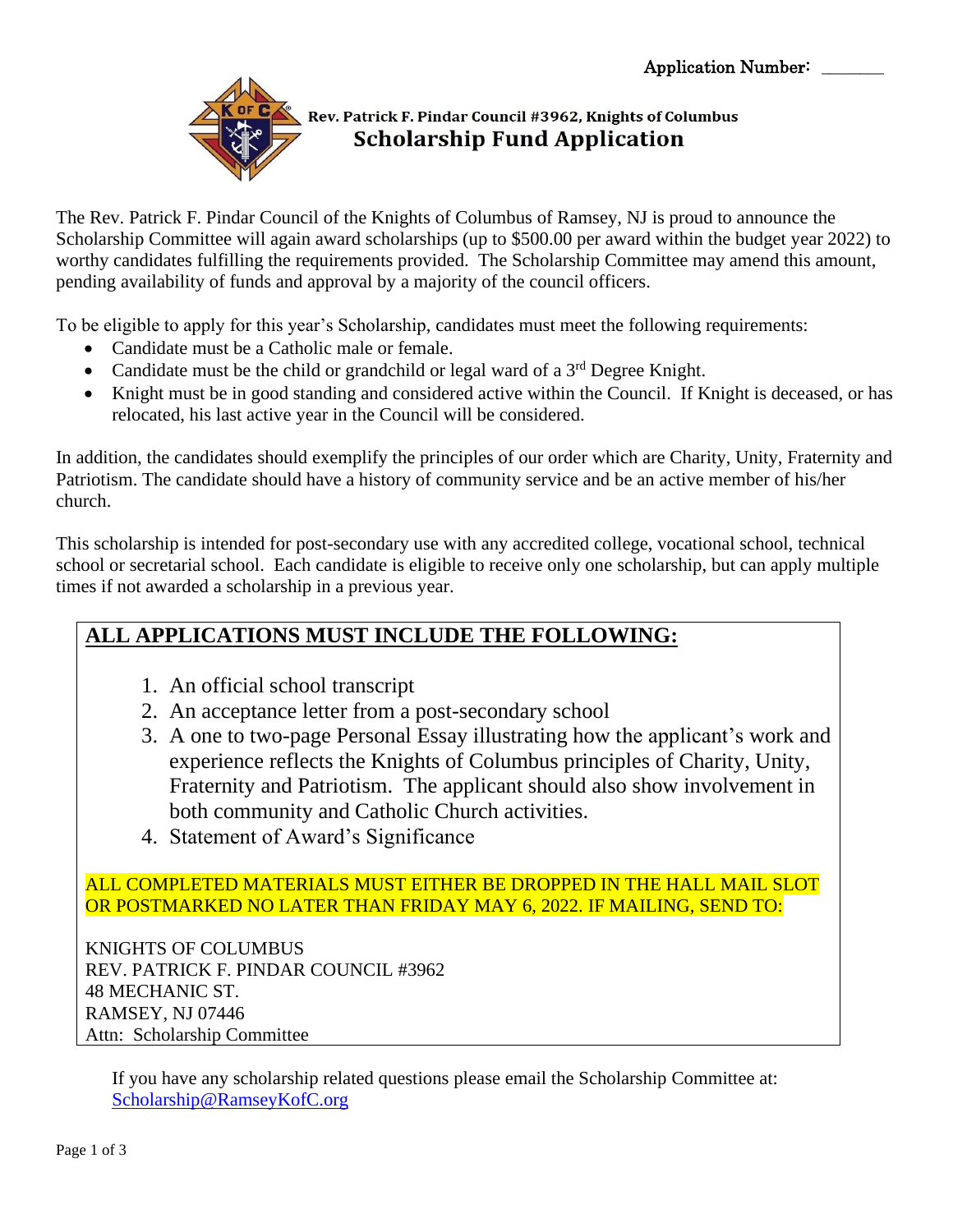Application Number: _______

**Rev. Patrick F. Pindar Council #3962, Knights of Columbus**

# Scholarship Fund Application

The Rev. Patrick F. Pindar Council of the Knights of Columbus of Ramsey, NJ is proud to announce the Scholarship Committee will again award scholarships (up to $500.00 per award within the budget year 2022) to worthy candidates fulfilling the requirements provided. The Scholarship Committee may amend this amount, pending availability of funds and approval by a majority of the council officers.

To be eligible to apply for this year's Scholarship, candidates must meet the following requirements:

- Candidate must be a Catholic male or female.
- Candidate must be the child or grandchild or legal ward of a 3rd Degree Knight.
- Knight must be in good standing and considered active within the Council. If Knight is deceased, or has relocated, his last active year in the Council will be considered.

In addition, the candidates should exemplify the principles of our order which are Charity, Unity, Fraternity and Patriotism. The candidate should have a history of community service and be an active member of his/her church.

This scholarship is intended for post-secondary use with any accredited college, vocational school, technical school or secretarial school. Each candidate is eligible to receive only one scholarship, but can apply multiple times if not awarded a scholarship in a previous year.

## ALL APPLICATIONS MUST INCLUDE THE FOLLOWING:

1. An official school transcript
2. An acceptance letter from a post-secondary school
3. A one to two-page Personal Essay illustrating how the applicant's work and experience reflects the Knights of Columbus principles of Charity, Unity, Fraternity and Patriotism. The applicant should also show involvement in both community and Catholic Church activities.
4. Statement of Award's Significance

ALL COMPLETED MATERIALS MUST EITHER BE DROPPED IN THE HALL MAIL SLOT OR POSTMARKED NO LATER THAN FRIDAY MAY 6, 2022. IF MAILING, SEND TO:

KNIGHTS OF COLUMBUS
REV. PATRICK F. PINDAR COUNCIL #3962
48 MECHANIC ST.
RAMSEY, NJ 07446
Attn: Scholarship Committee

If you have any scholarship related questions please email the Scholarship Committee at: Scholarship@RamseyKofC.org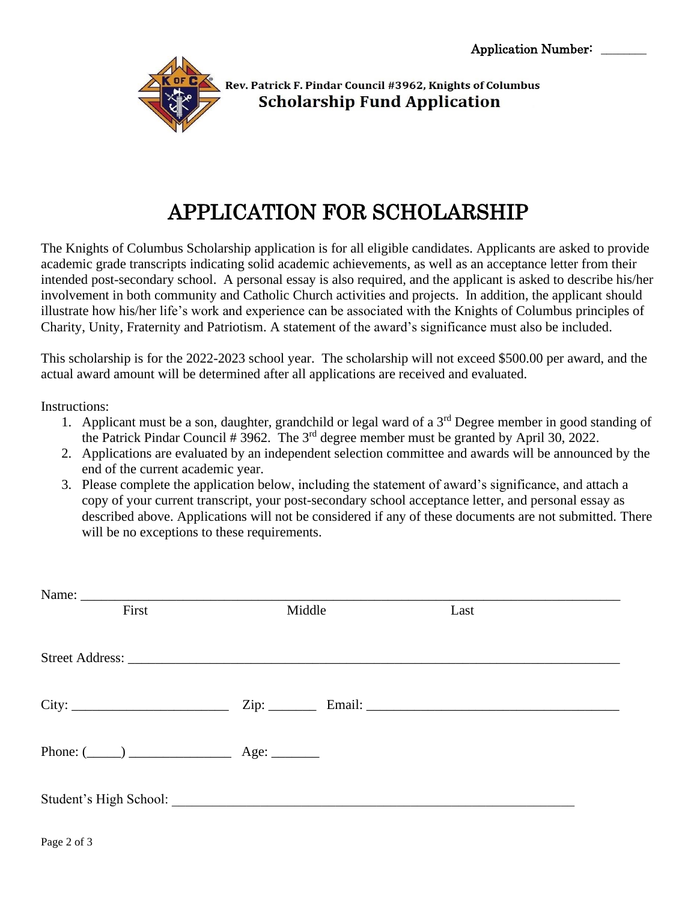Application Number: _______

Rev. Patrick F. Pindar Council #3962, Knights of Columbus
**Scholarship Fund Application**

# APPLICATION FOR SCHOLARSHIP

The Knights of Columbus Scholarship application is for all eligible candidates. Applicants are asked to provide academic grade transcripts indicating solid academic achievements, as well as an acceptance letter from their intended post-secondary school. A personal essay is also required, and the applicant is asked to describe his/her involvement in both community and Catholic Church activities and projects. In addition, the applicant should illustrate how his/her life's work and experience can be associated with the Knights of Columbus principles of Charity, Unity, Fraternity and Patriotism. A statement of the award's significance must also be included.

This scholarship is for the 2022-2023 school year. The scholarship will not exceed $500.00 per award, and the actual award amount will be determined after all applications are received and evaluated.

Instructions:

1. Applicant must be a son, daughter, grandchild or legal ward of a 3rd Degree member in good standing of the Patrick Pindar Council # 3962. The 3rd degree member must be granted by April 30, 2022.
2. Applications are evaluated by an independent selection committee and awards will be announced by the end of the current academic year.
3. Please complete the application below, including the statement of award's significance, and attach a copy of your current transcript, your post-secondary school acceptance letter, and personal essay as described above. Applications will not be considered if any of these documents are not submitted. There will be no exceptions to these requirements.

Name: ____________________________________________________________________________
First Middle Last

Street Address: ______________________________________________________________________

City: _______________________ Zip: _______ Email: ____________________________________

Phone: (_____) _______________ Age: _______

Student's High School: ____________________________________________________________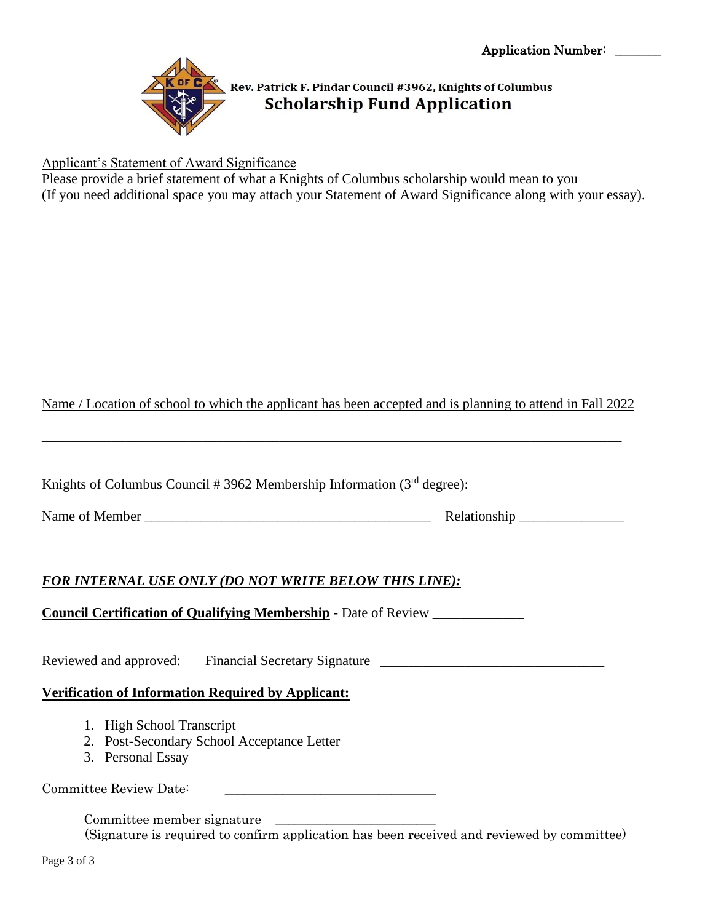Application Number: _______

Rev. Patrick F. Pindar Council #3962, Knights of Columbus

# Scholarship Fund Application

Applicant's Statement of Award Significance

Please provide a brief statement of what a Knights of Columbus scholarship would mean to you (If you need additional space you may attach your Statement of Award Significance along with your essay).

Name / Location of school to which the applicant has been accepted and is planning to attend in Fall 2022

_____________________________________________________________________________________

Knights of Columbus Council # 3962 Membership Information (3rd degree):

Name of Member _________________________________________ Relationship _______________

***FOR INTERNAL USE ONLY (DO NOT WRITE BELOW THIS LINE):***

**Council Certification of Qualifying Membership** - Date of Review _____________

Reviewed and approved: Financial Secretary Signature ________________________________

**Verification of Information Required by Applicant:**

1. High School Transcript
2. Post-Secondary School Acceptance Letter
3. Personal Essay

Committee Review Date: _______________________________

Committee member signature _______________________

(Signature is required to confirm application has been received and reviewed by committee)